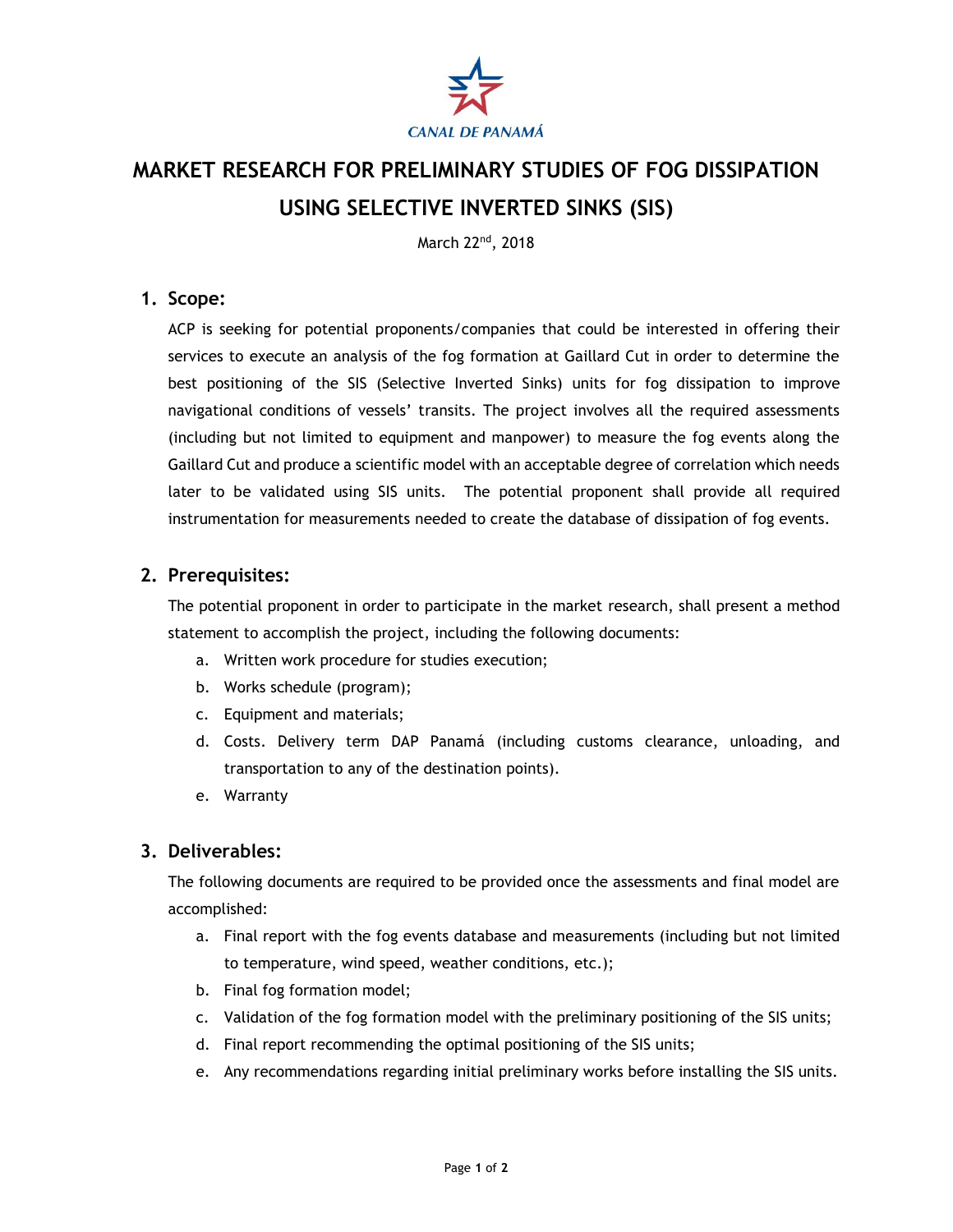CANAL DE PANAMÁ

# MARKET RESEARCH FOR PRELIMINARY STUDIES OF FOG DISSIPATION USING SELECTIVE INVERTED SINKS (SIS)

March 22nd, 2018

## 1. Scope:

ACP is seeking for potential proponents/companies that could be interested in offering their services to execute an analysis of the fog formation at Gaillard Cut in order to determine the best positioning of the SIS (Selective Inverted Sinks) units for fog dissipation to improve navigational conditions of vessels' transits. The project involves all the required assessments (including but not limited to equipment and manpower) to measure the fog events along the Gaillard Cut and produce a scientific model with an acceptable degree of correlation which needs later to be validated using SIS units. The potential proponent shall provide all required instrumentation for measurements needed to create the database of dissipation of fog events.

## 2. Prerequisites:

The potential proponent in order to participate in the market research, shall present a method statement to accomplish the project, including the following documents:

a. Written work procedure for studies execution;
b. Works schedule (program);
c. Equipment and materials;
d. Costs. Delivery term DAP Panamá (including customs clearance, unloading, and transportation to any of the destination points).
e. Warranty

## 3. Deliverables:

The following documents are required to be provided once the assessments and final model are accomplished:

a. Final report with the fog events database and measurements (including but not limited to temperature, wind speed, weather conditions, etc.);
b. Final fog formation model;
c. Validation of the fog formation model with the preliminary positioning of the SIS units;
d. Final report recommending the optimal positioning of the SIS units;
e. Any recommendations regarding initial preliminary works before installing the SIS units.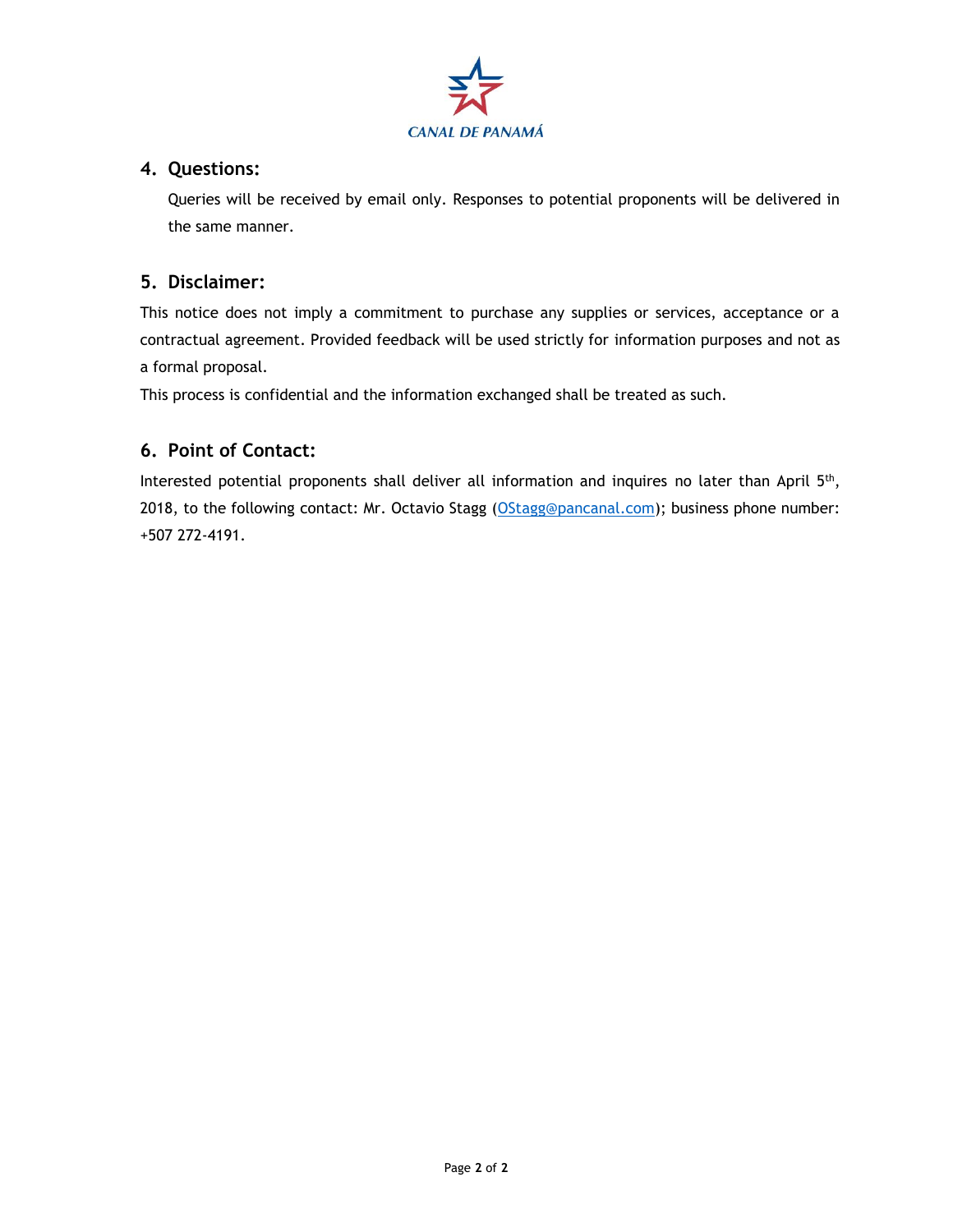## 4. Questions:

Queries will be received by email only. Responses to potential proponents will be delivered in the same manner.

## 5. Disclaimer:

This notice does not imply a commitment to purchase any supplies or services, acceptance or a contractual agreement. Provided feedback will be used strictly for information purposes and not as a formal proposal.

This process is confidential and the information exchanged shall be treated as such.

## 6. Point of Contact:

Interested potential proponents shall deliver all information and inquires no later than April 5th, 2018, to the following contact: Mr. Octavio Stagg (OStagg@pancanal.com); business phone number: +507 272-4191.